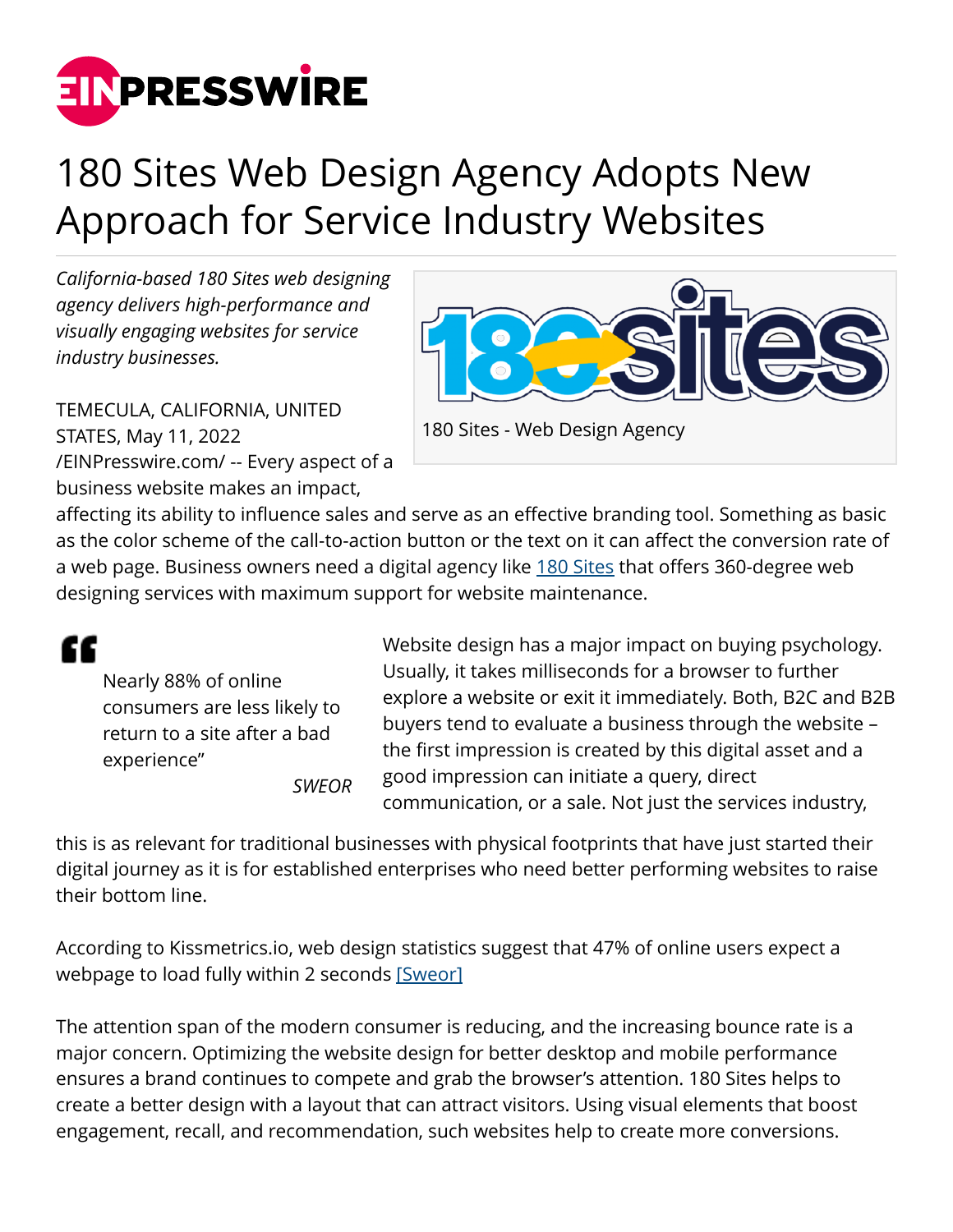# 180 Sites Web Design Agency Adopts New Approach for Service Industry Websites

*California-based 180 Sites web designing agency delivers high-performance and visually engaging websites for service industry businesses.*

180 Sites - Web Design Agency

TEMECULA, CALIFORNIA, UNITED STATES, May 11, 2022 /EINPresswire.com/ -- Every aspect of a business website makes an impact, affecting its ability to influence sales and serve as an effective branding tool. Something as basic as the color scheme of the call-to-action button or the text on it can affect the conversion rate of a web page. Business owners need a digital agency like [180 Sites](180 Sites) that offers 360-degree web designing services with maximum support for website maintenance.

> Nearly 88% of online consumers are less likely to return to a site after a bad experience"
>
> *SWEOR*

Website design has a major impact on buying psychology. Usually, it takes milliseconds for a browser to further explore a website or exit it immediately. Both, B2C and B2B buyers tend to evaluate a business through the website – the first impression is created by this digital asset and a good impression can initiate a query, direct communication, or a sale. Not just the services industry, this is as relevant for traditional businesses with physical footprints that have just started their digital journey as it is for established enterprises who need better performing websites to raise their bottom line.

According to Kissmetrics.io, web design statistics suggest that 47% of online users expect a webpage to load fully within 2 seconds [Sweor]

The attention span of the modern consumer is reducing, and the increasing bounce rate is a major concern. Optimizing the website design for better desktop and mobile performance ensures a brand continues to compete and grab the browser's attention. 180 Sites helps to create a better design with a layout that can attract visitors. Using visual elements that boost engagement, recall, and recommendation, such websites help to create more conversions.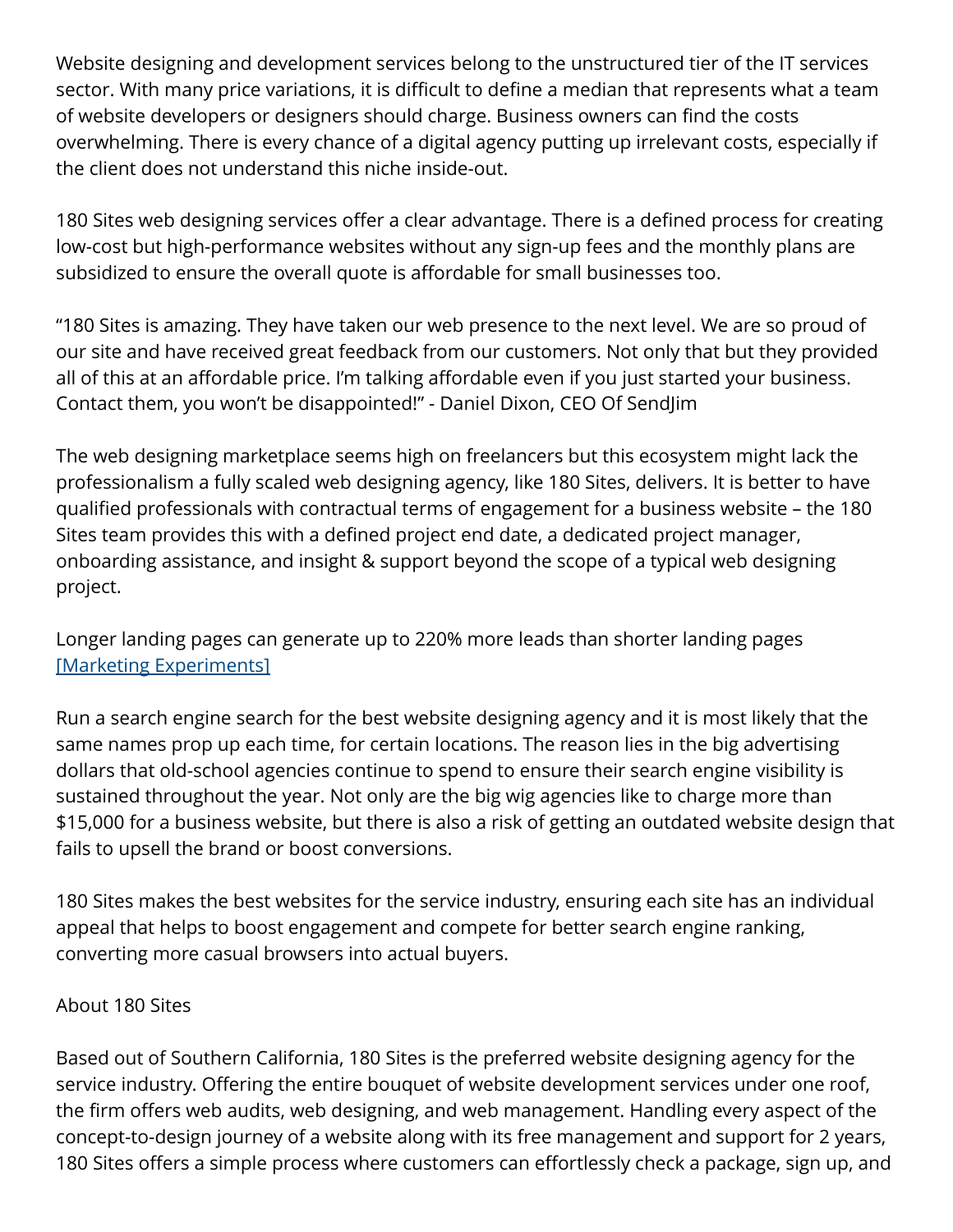Website designing and development services belong to the unstructured tier of the IT services sector. With many price variations, it is difficult to define a median that represents what a team of website developers or designers should charge. Business owners can find the costs overwhelming. There is every chance of a digital agency putting up irrelevant costs, especially if the client does not understand this niche inside-out.

180 Sites web designing services offer a clear advantage. There is a defined process for creating low-cost but high-performance websites without any sign-up fees and the monthly plans are subsidized to ensure the overall quote is affordable for small businesses too.

"180 Sites is amazing. They have taken our web presence to the next level. We are so proud of our site and have received great feedback from our customers. Not only that but they provided all of this at an affordable price. I'm talking affordable even if you just started your business. Contact them, you won't be disappointed!" - Daniel Dixon, CEO Of SendJim

The web designing marketplace seems high on freelancers but this ecosystem might lack the professionalism a fully scaled web designing agency, like 180 Sites, delivers. It is better to have qualified professionals with contractual terms of engagement for a business website – the 180 Sites team provides this with a defined project end date, a dedicated project manager, onboarding assistance, and insight & support beyond the scope of a typical web designing project.

Longer landing pages can generate up to 220% more leads than shorter landing pages [Marketing Experiments]

Run a search engine search for the best website designing agency and it is most likely that the same names prop up each time, for certain locations. The reason lies in the big advertising dollars that old-school agencies continue to spend to ensure their search engine visibility is sustained throughout the year. Not only are the big wig agencies like to charge more than $15,000 for a business website, but there is also a risk of getting an outdated website design that fails to upsell the brand or boost conversions.

180 Sites makes the best websites for the service industry, ensuring each site has an individual appeal that helps to boost engagement and compete for better search engine ranking, converting more casual browsers into actual buyers.

About 180 Sites

Based out of Southern California, 180 Sites is the preferred website designing agency for the service industry. Offering the entire bouquet of website development services under one roof, the firm offers web audits, web designing, and web management. Handling every aspect of the concept-to-design journey of a website along with its free management and support for 2 years, 180 Sites offers a simple process where customers can effortlessly check a package, sign up, and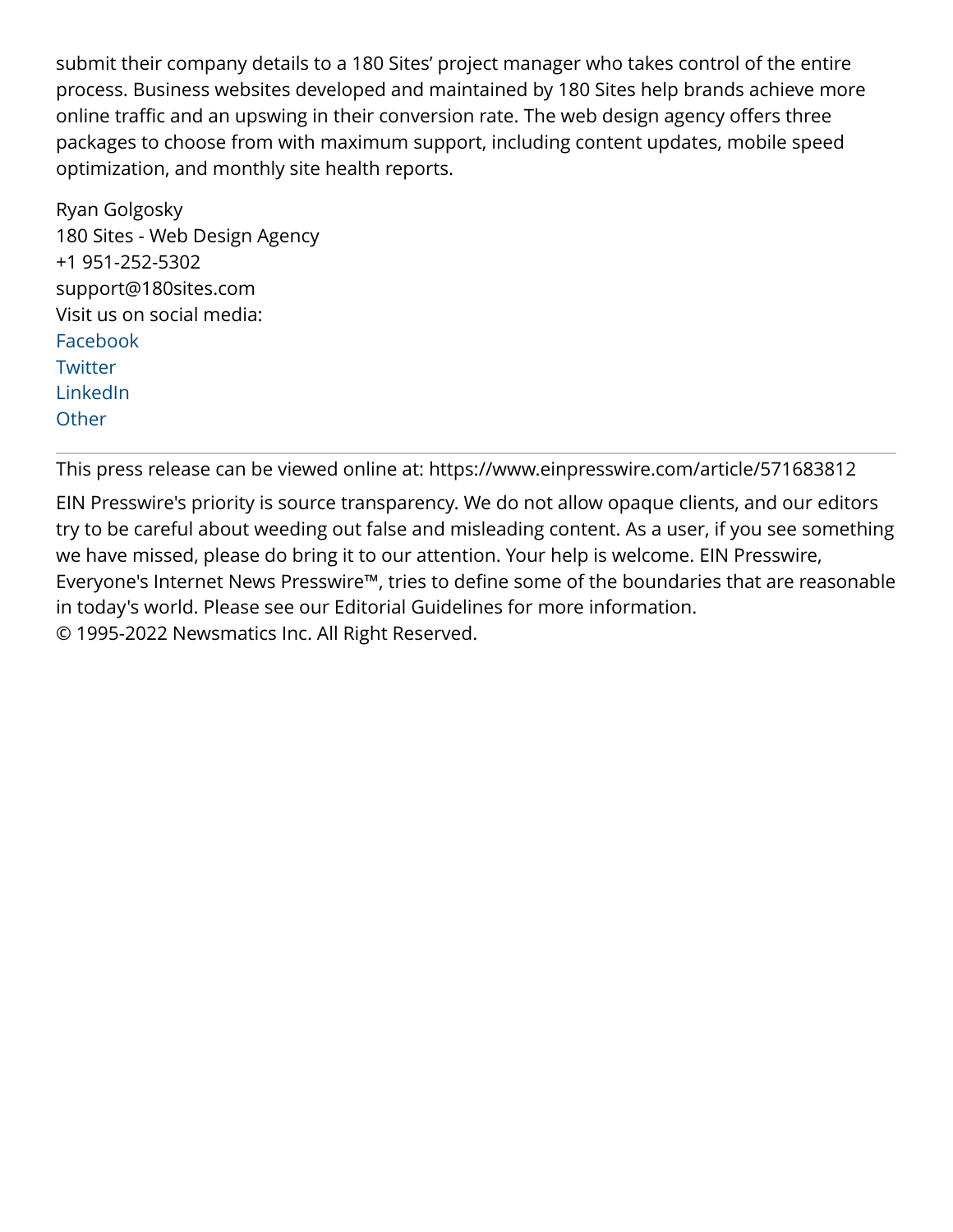submit their company details to a 180 Sites' project manager who takes control of the entire process. Business websites developed and maintained by 180 Sites help brands achieve more online traffic and an upswing in their conversion rate. The web design agency offers three packages to choose from with maximum support, including content updates, mobile speed optimization, and monthly site health reports.

Ryan Golgosky
180 Sites - Web Design Agency
+1 951-252-5302
support@180sites.com
Visit us on social media:
Facebook
Twitter
LinkedIn
Other

---

This press release can be viewed online at: https://www.einpresswire.com/article/571683812

EIN Presswire's priority is source transparency. We do not allow opaque clients, and our editors try to be careful about weeding out false and misleading content. As a user, if you see something we have missed, please do bring it to our attention. Your help is welcome. EIN Presswire, Everyone's Internet News Presswire™, tries to define some of the boundaries that are reasonable in today's world. Please see our Editorial Guidelines for more information.
© 1995-2022 Newsmatics Inc. All Right Reserved.